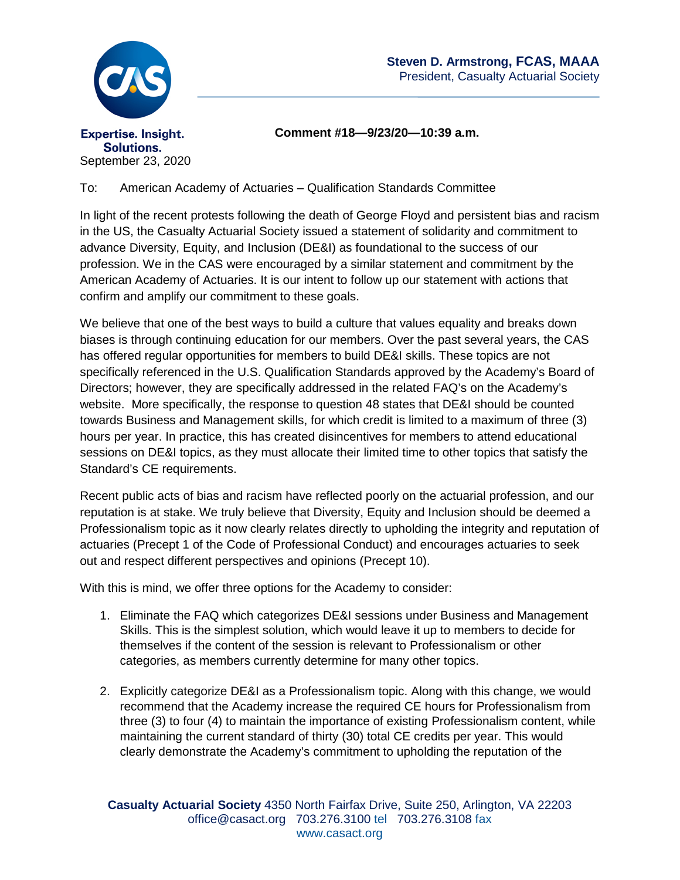**Steven D. Armstrong, FCAS, MAAA**
President, Casualty Actuarial Society

Expertise. Insight. Solutions.

**Comment #18—9/23/20—10:39 a.m.**

September 23, 2020

To: American Academy of Actuaries – Qualification Standards Committee

In light of the recent protests following the death of George Floyd and persistent bias and racism in the US, the Casualty Actuarial Society issued a statement of solidarity and commitment to advance Diversity, Equity, and Inclusion (DE&I) as foundational to the success of our profession. We in the CAS were encouraged by a similar statement and commitment by the American Academy of Actuaries. It is our intent to follow up our statement with actions that confirm and amplify our commitment to these goals.

We believe that one of the best ways to build a culture that values equality and breaks down biases is through continuing education for our members. Over the past several years, the CAS has offered regular opportunities for members to build DE&I skills. These topics are not specifically referenced in the U.S. Qualification Standards approved by the Academy's Board of Directors; however, they are specifically addressed in the related FAQ's on the Academy's website. More specifically, the response to question 48 states that DE&I should be counted towards Business and Management skills, for which credit is limited to a maximum of three (3) hours per year. In practice, this has created disincentives for members to attend educational sessions on DE&I topics, as they must allocate their limited time to other topics that satisfy the Standard's CE requirements.

Recent public acts of bias and racism have reflected poorly on the actuarial profession, and our reputation is at stake. We truly believe that Diversity, Equity and Inclusion should be deemed a Professionalism topic as it now clearly relates directly to upholding the integrity and reputation of actuaries (Precept 1 of the Code of Professional Conduct) and encourages actuaries to seek out and respect different perspectives and opinions (Precept 10).

With this is mind, we offer three options for the Academy to consider:

1. Eliminate the FAQ which categorizes DE&I sessions under Business and Management Skills. This is the simplest solution, which would leave it up to members to decide for themselves if the content of the session is relevant to Professionalism or other categories, as members currently determine for many other topics.

2. Explicitly categorize DE&I as a Professionalism topic. Along with this change, we would recommend that the Academy increase the required CE hours for Professionalism from three (3) to four (4) to maintain the importance of existing Professionalism content, while maintaining the current standard of thirty (30) total CE credits per year. This would clearly demonstrate the Academy's commitment to upholding the reputation of the

**Casualty Actuarial Society** 4350 North Fairfax Drive, Suite 250, Arlington, VA 22203
office@casact.org 703.276.3100 tel 703.276.3108 fax
www.casact.org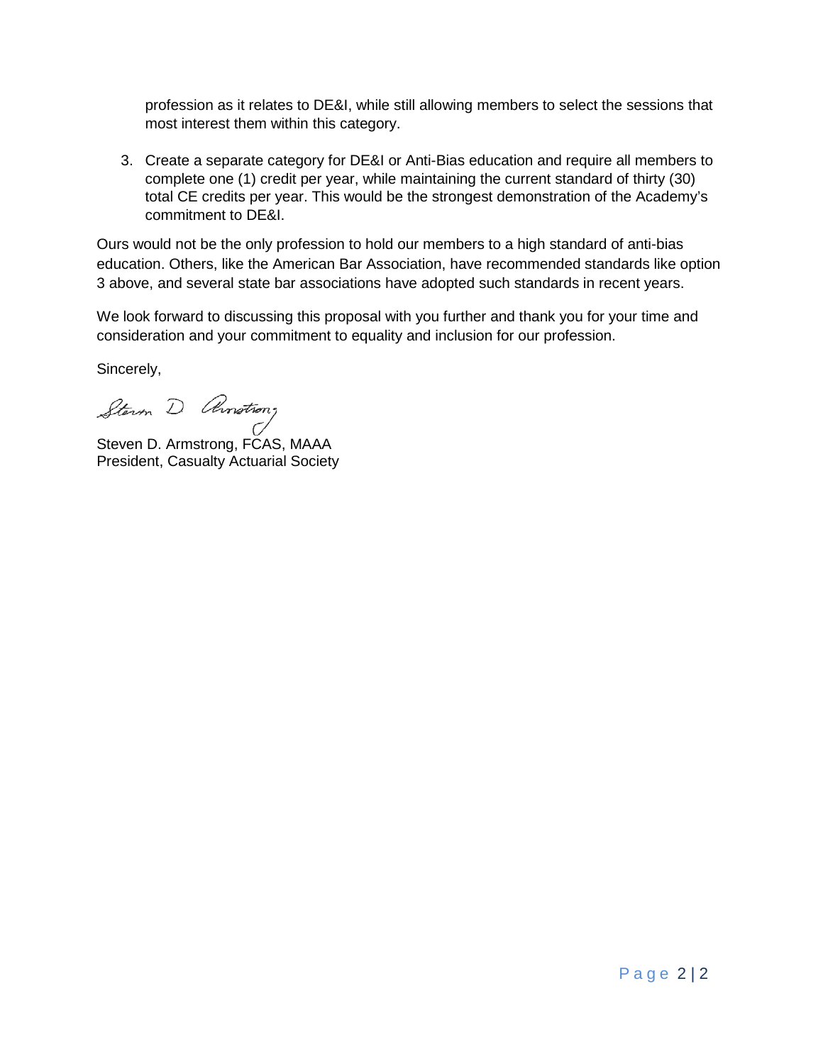profession as it relates to DE&I, while still allowing members to select the sessions that most interest them within this category.

3. Create a separate category for DE&I or Anti-Bias education and require all members to complete one (1) credit per year, while maintaining the current standard of thirty (30) total CE credits per year. This would be the strongest demonstration of the Academy's commitment to DE&I.

Ours would not be the only profession to hold our members to a high standard of anti-bias education. Others, like the American Bar Association, have recommended standards like option 3 above, and several state bar associations have adopted such standards in recent years.

We look forward to discussing this proposal with you further and thank you for your time and consideration and your commitment to equality and inclusion for our profession.

Sincerely,

Steven D. Armstrong

Steven D. Armstrong, FCAS, MAAA
President, Casualty Actuarial Society